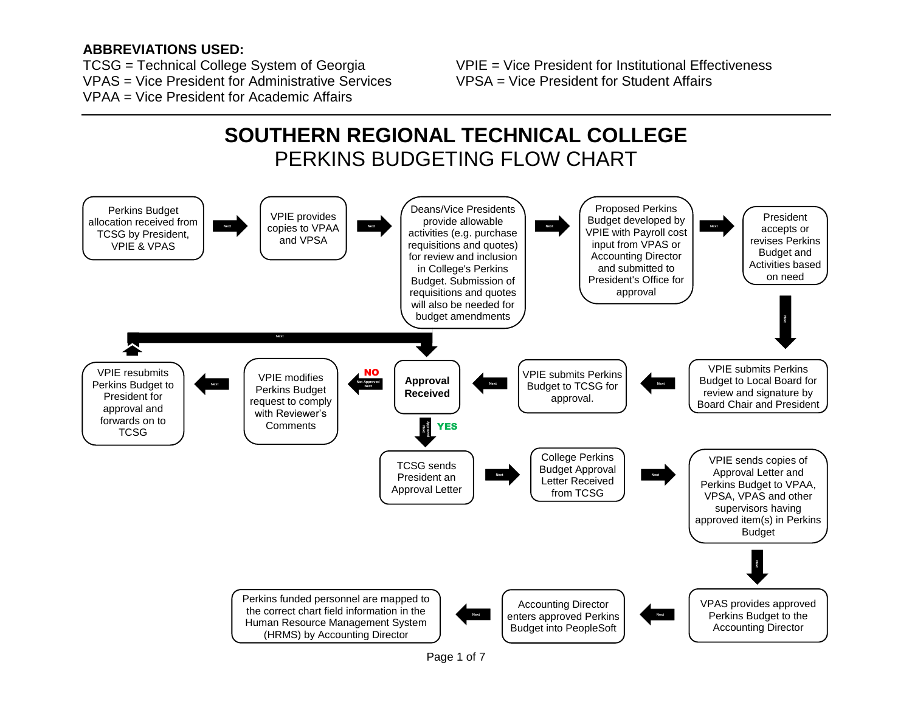**ABBREVIATIONS USED:**

TCSG = Technical College System of Georgia
VPAS = Vice President for Administrative Services
VPAA = Vice President for Academic Affairs
VPIE = Vice President for Institutional Effectiveness
VPSA = Vice President for Student Affairs

---

# SOUTHERN REGIONAL TECHNICAL COLLEGE
## PERKINS BUDGETING FLOW CHART

1. Perkins Budget allocation received from TCSG by President, VPIE & VPAS
2. VPIE provides copies to VPAA and VPSA
3. Deans/Vice Presidents provide allowable activities (e.g. purchase requisitions and quotes) for review and inclusion in College's Perkins Budget. Submission of requisitions and quotes will also be needed for budget amendments
4. Proposed Perkins Budget developed by VPIE with Payroll cost input from VPAS or Accounting Director and submitted to President's Office for approval
5. President accepts or revises Perkins Budget and Activities based on need
6. VPIE submits Perkins Budget to Local Board for review and signature by Board Chair and President
7. VPIE submits Perkins Budget to TCSG for approval.
8. **Approval Received**
   - **NO** (Not Approved): VPIE modifies Perkins Budget request to comply with Reviewer's Comments → VPIE resubmits Perkins Budget to President for approval and forwards on to TCSG → (returns to Approval Received)
   - **YES** (Approved):
9. TCSG sends President an Approval Letter
10. College Perkins Budget Approval Letter Received from TCSG
11. VPIE sends copies of Approval Letter and Perkins Budget to VPAA, VPSA, VPAS and other supervisors having approved item(s) in Perkins Budget
12. VPAS provides approved Perkins Budget to the Accounting Director
13. Accounting Director enters approved Perkins Budget into PeopleSoft
14. Perkins funded personnel are mapped to the correct chart field information in the Human Resource Management System (HRMS) by Accounting Director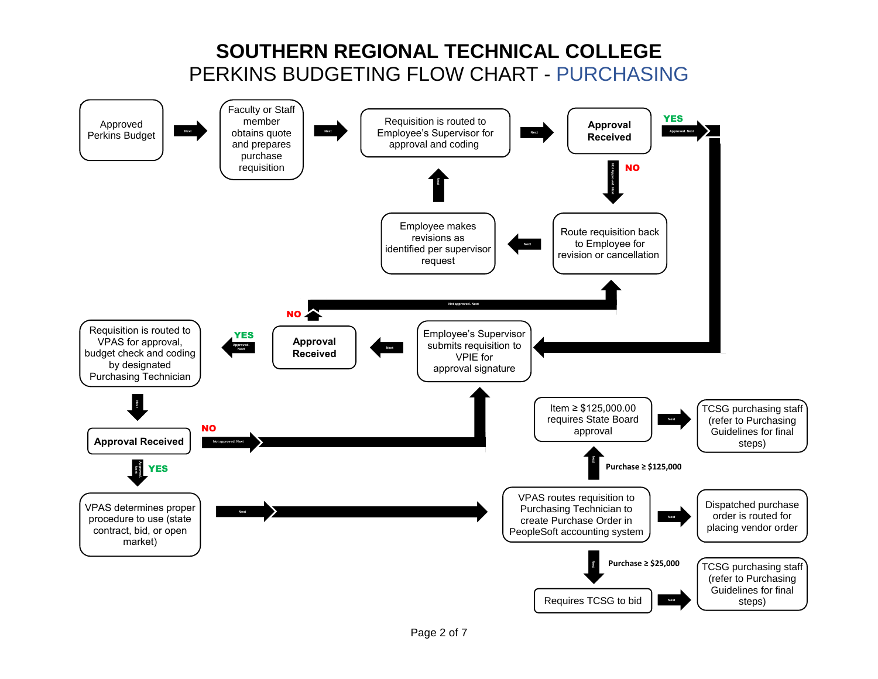# SOUTHERN REGIONAL TECHNICAL COLLEGE

## PERKINS BUDGETING FLOW CHART - PURCHASING

Approved Perkins Budget

Next

Faculty or Staff member obtains quote and prepares purchase requisition

Next

Requisition is routed to Employee's Supervisor for approval and coding

Next

**Approval Received**

**YES**

Approved. Next

**NO**

Not Approved. Next

Route requisition back to Employee for revision or cancellation

Next

Employee makes revisions as identified per supervisor request

Next

Employee's Supervisor submits requisition to VPIE for approval signature

Next

**Approval Received**

**NO**

Not approved. Next

**YES**

Approved. Next

Requisition is routed to VPAS for approval, budget check and coding by designated Purchasing Technician

Next

**Approval Received**

**NO**

Not approved. Next

**YES**

Approved. Next

VPAS determines proper procedure to use (state contract, bid, or open market)

Next

VPAS routes requisition to Purchasing Technician to create Purchase Order in PeopleSoft accounting system

Next

Dispatched purchase order is routed for placing vendor order

Purchase ≥ $125,000

Next

Item ≥ $125,000.00 requires State Board approval

Next

TCSG purchasing staff (refer to Purchasing Guidelines for final steps)

Purchase ≥ $25,000

Next

Requires TCSG to bid

Next

TCSG purchasing staff (refer to Purchasing Guidelines for final steps)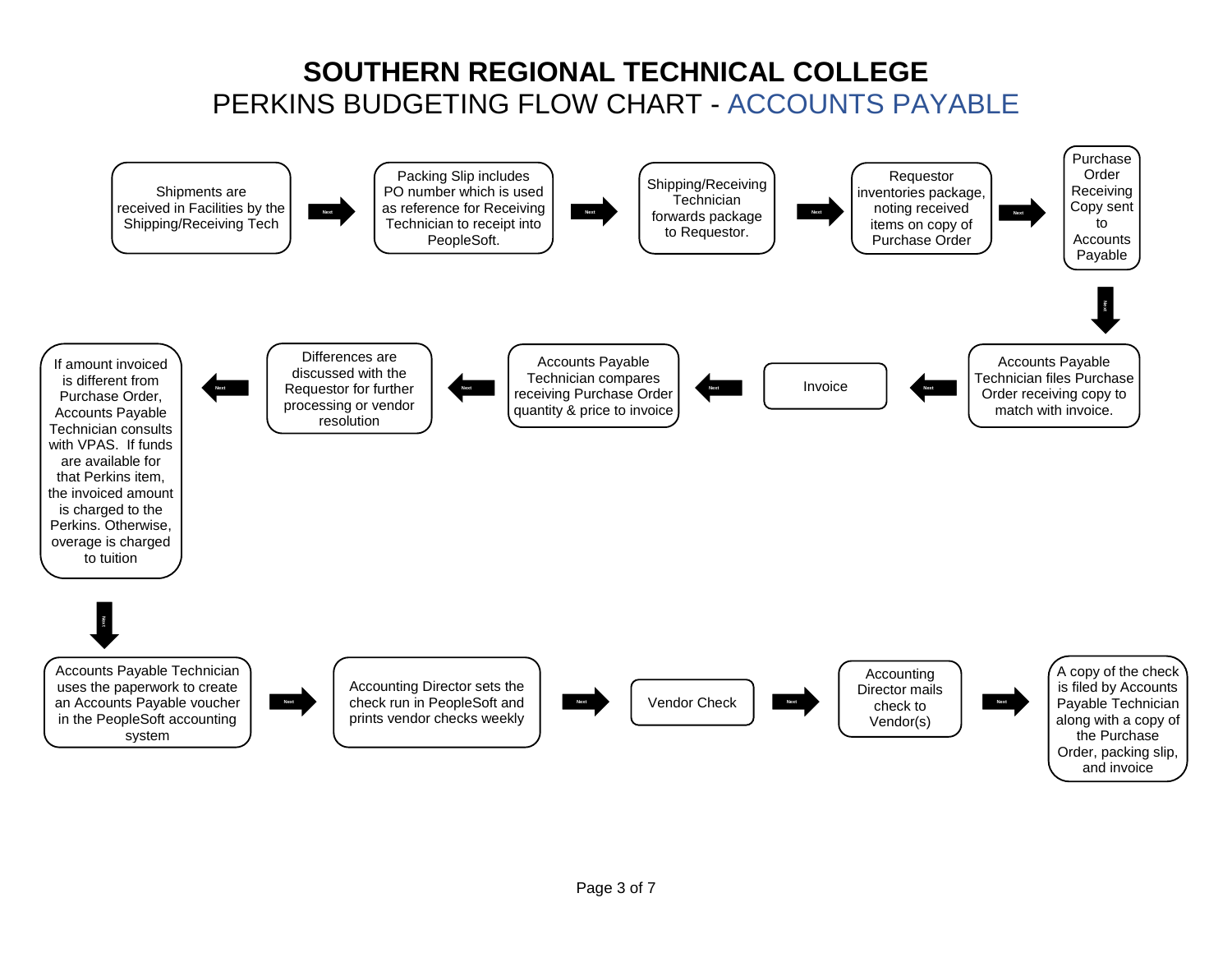# SOUTHERN REGIONAL TECHNICAL COLLEGE

## PERKINS BUDGETING FLOW CHART - ACCOUNTS PAYABLE

1. Shipments are received in Facilities by the Shipping/Receiving Tech
2. Packing Slip includes PO number which is used as reference for Receiving Technician to receipt into PeopleSoft.
3. Shipping/Receiving Technician forwards package to Requestor.
4. Requestor inventories package, noting received items on copy of Purchase Order
5. Purchase Order Receiving Copy sent to Accounts Payable
6. Accounts Payable Technician files Purchase Order receiving copy to match with invoice.
7. Invoice
8. Accounts Payable Technician compares receiving Purchase Order quantity & price to invoice
9. Differences are discussed with the Requestor for further processing or vendor resolution
10. If amount invoiced is different from Purchase Order, Accounts Payable Technician consults with VPAS. If funds are available for that Perkins item, the invoiced amount is charged to the Perkins. Otherwise, overage is charged to tuition
11. Accounts Payable Technician uses the paperwork to create an Accounts Payable voucher in the PeopleSoft accounting system
12. Accounting Director sets the check run in PeopleSoft and prints vendor checks weekly
13. Vendor Check
14. Accounting Director mails check to Vendor(s)
15. A copy of the check is filed by Accounts Payable Technician along with a copy of the Purchase Order, packing slip, and invoice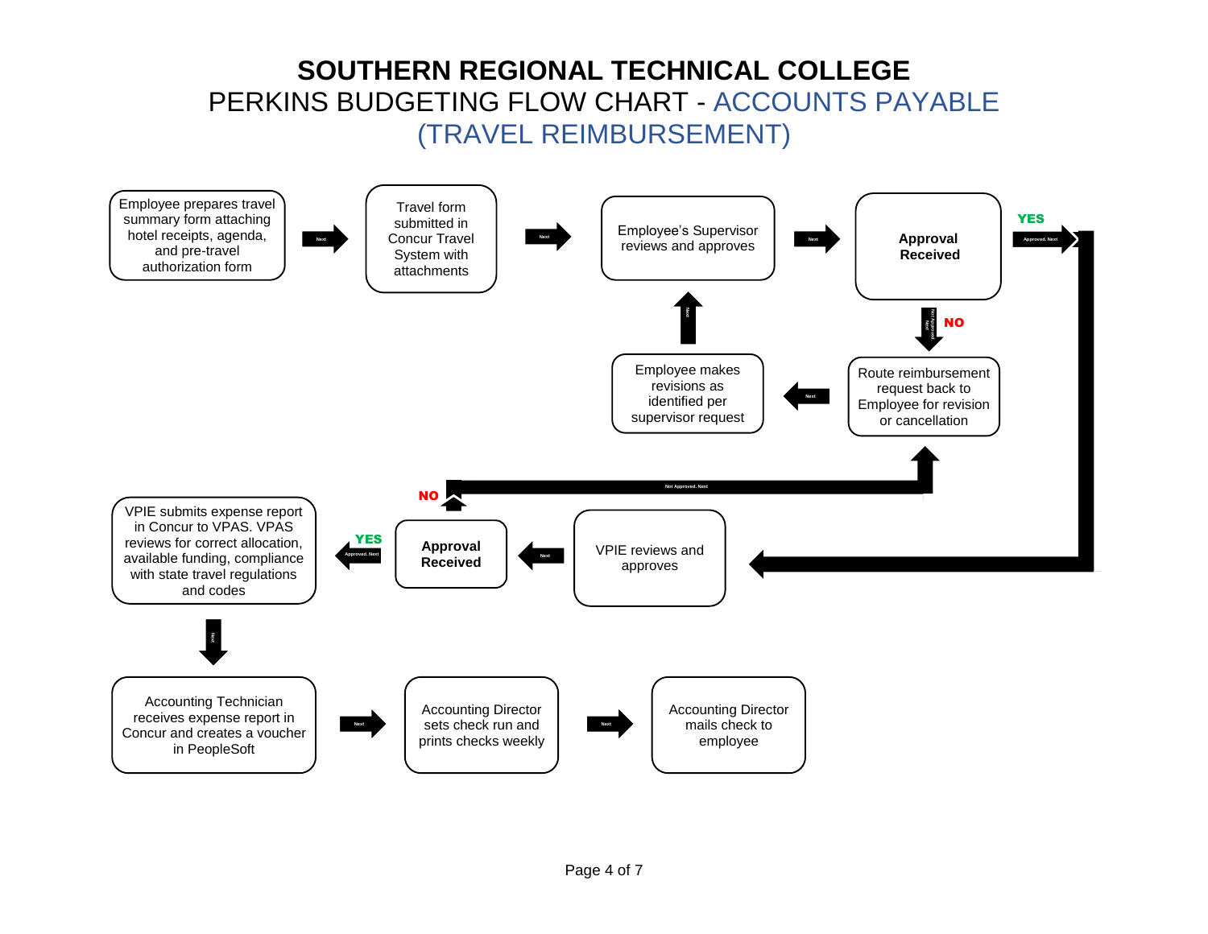# SOUTHERN REGIONAL TECHNICAL COLLEGE

## PERKINS BUDGETING FLOW CHART - ACCOUNTS PAYABLE (TRAVEL REIMBURSEMENT)

Employee prepares travel summary form attaching hotel receipts, agenda, and pre-travel authorization form

Next

Travel form submitted in Concur Travel System with attachments

Next

Employee's Supervisor reviews and approves

Next

**Approval Received**

YES — Approved. Next

NO — Not Approved. Next

Route reimbursement request back to Employee for revision or cancellation

Next

Employee makes revisions as identified per supervisor request

Next

VPIE reviews and approves

Next

**Approval Received**

NO — Not Approved. Next

YES — Approved. Next

VPIE submits expense report in Concur to VPAS. VPAS reviews for correct allocation, available funding, compliance with state travel regulations and codes

Next

Accounting Technician receives expense report in Concur and creates a voucher in PeopleSoft

Next

Accounting Director sets check run and prints checks weekly

Next

Accounting Director mails check to employee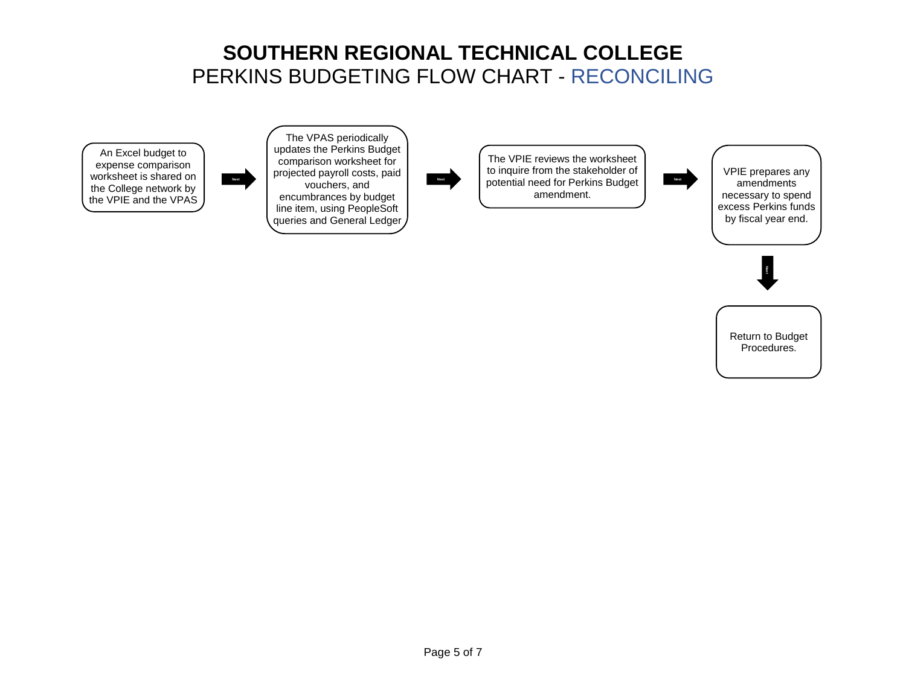# SOUTHERN REGIONAL TECHNICAL COLLEGE

## PERKINS BUDGETING FLOW CHART - RECONCILING

An Excel budget to expense comparison worksheet is shared on the College network by the VPIE and the VPAS

Next

The VPAS periodically updates the Perkins Budget comparison worksheet for projected payroll costs, paid vouchers, and encumbrances by budget line item, using PeopleSoft queries and General Ledger

Next

The VPIE reviews the worksheet to inquire from the stakeholder of potential need for Perkins Budget amendment.

Next

VPIE prepares any amendments necessary to spend excess Perkins funds by fiscal year end.

Next

Return to Budget Procedures.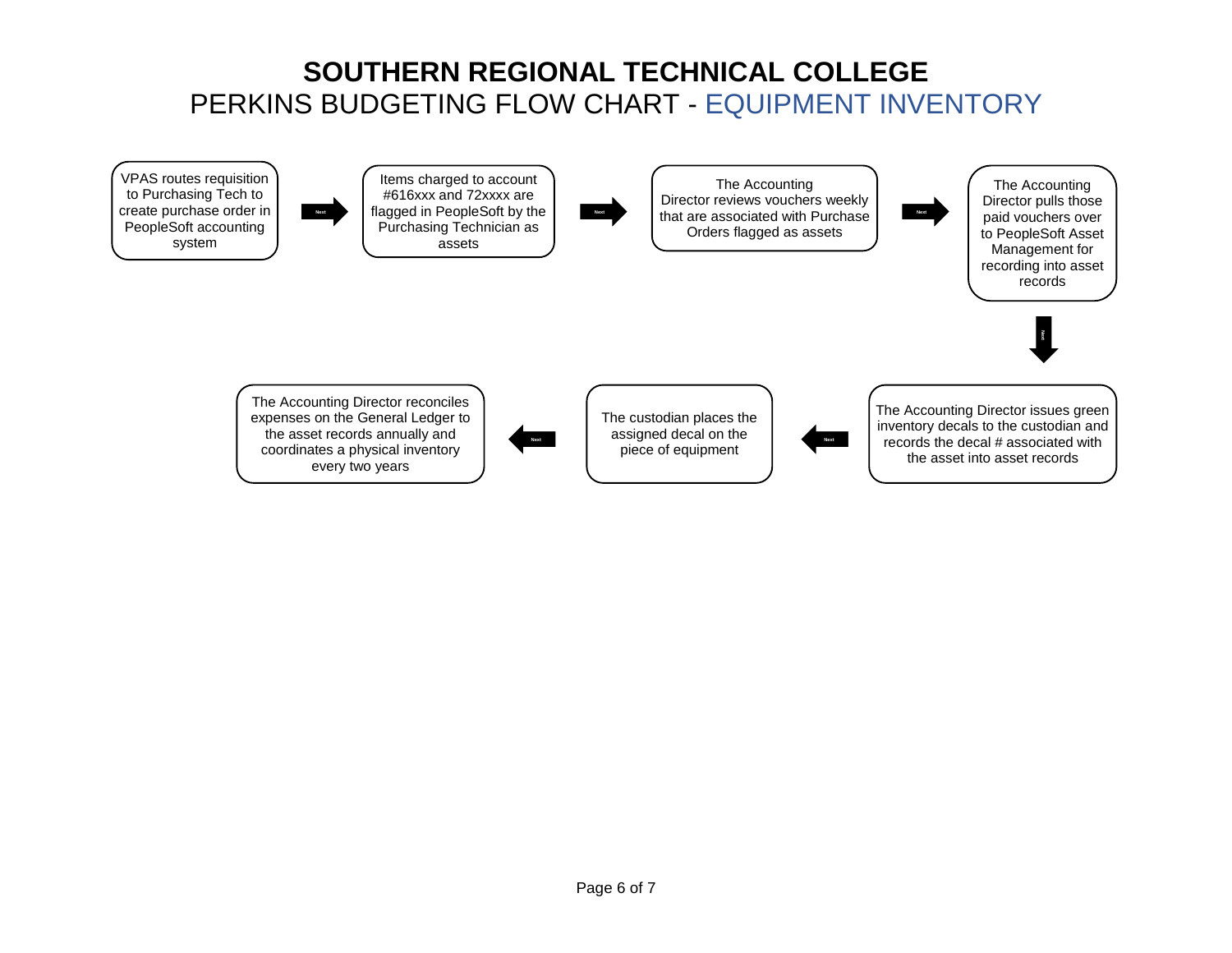# SOUTHERN REGIONAL TECHNICAL COLLEGE

## PERKINS BUDGETING FLOW CHART - EQUIPMENT INVENTORY

1. VPAS routes requisition to Purchasing Tech to create purchase order in PeopleSoft accounting system
2. Items charged to account #616xxx and 72xxxx are flagged in PeopleSoft by the Purchasing Technician as assets
3. The Accounting Director reviews vouchers weekly that are associated with Purchase Orders flagged as assets
4. The Accounting Director pulls those paid vouchers over to PeopleSoft Asset Management for recording into asset records
5. The Accounting Director issues green inventory decals to the custodian and records the decal # associated with the asset into asset records
6. The custodian places the assigned decal on the piece of equipment
7. The Accounting Director reconciles expenses on the General Ledger to the asset records annually and coordinates a physical inventory every two years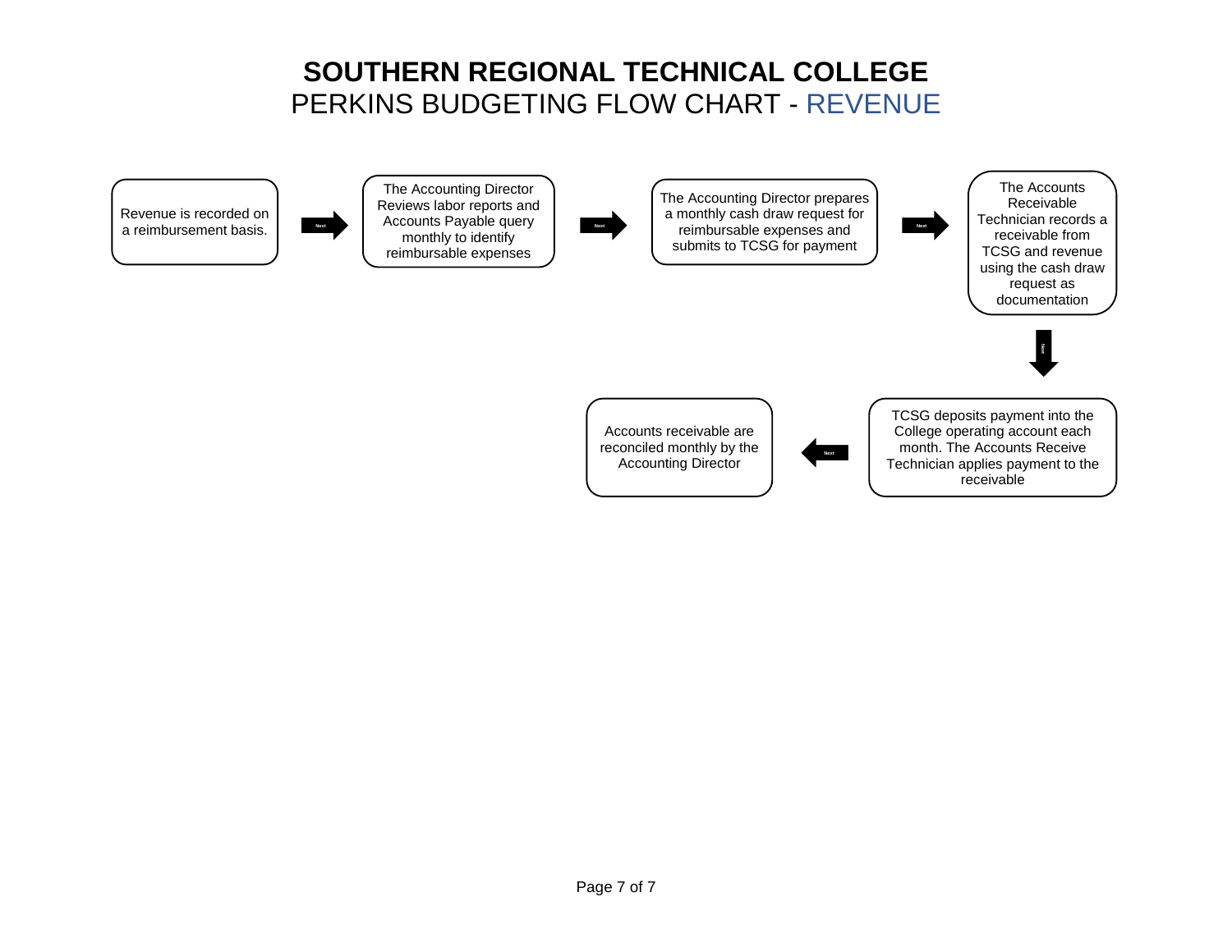# SOUTHERN REGIONAL TECHNICAL COLLEGE

## PERKINS BUDGETING FLOW CHART - REVENUE

Revenue is recorded on a reimbursement basis.

Next

The Accounting Director Reviews labor reports and Accounts Payable query monthly to identify reimbursable expenses

Next

The Accounting Director prepares a monthly cash draw request for reimbursable expenses and submits to TCSG for payment

Next

The Accounts Receivable Technician records a receivable from TCSG and revenue using the cash draw request as documentation

Next

TCSG deposits payment into the College operating account each month. The Accounts Receive Technician applies payment to the receivable

Next

Accounts receivable are reconciled monthly by the Accounting Director